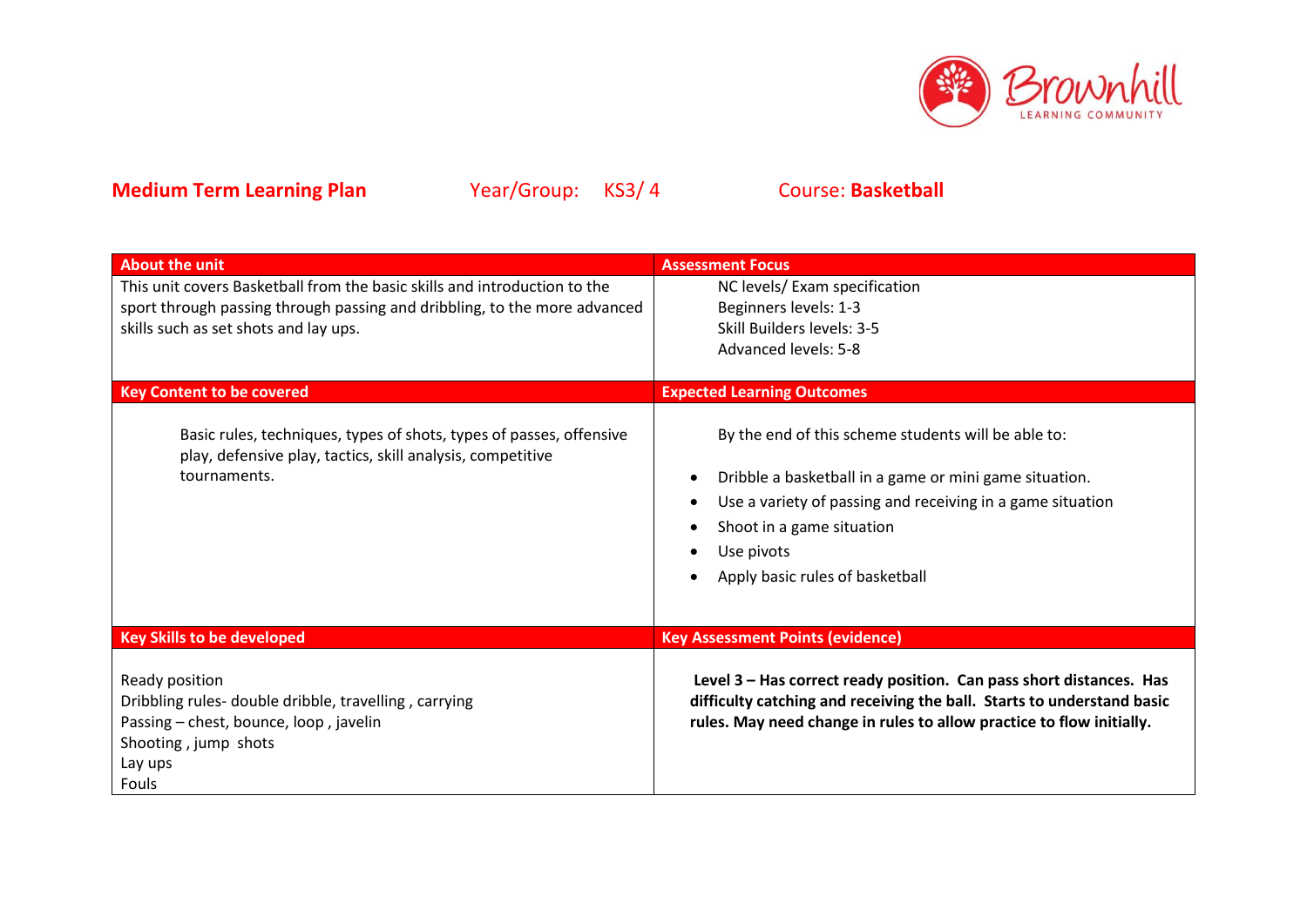**Medium Term Learning Plan** Year/Group: KS3/ 4 Course: **Basketball**

| About the unit | Assessment Focus |
| --- | --- |
| This unit covers Basketball from the basic skills and introduction to the sport through passing through passing and dribbling, to the more advanced skills such as set shots and lay ups. | NC levels/ Exam specification<br>Beginners levels: 1-3<br>Skill Builders levels: 3-5<br>Advanced levels: 5-8 |
| **Key Content to be covered** | **Expected Learning Outcomes** |
| Basic rules, techniques, types of shots, types of passes, offensive play, defensive play, tactics, skill analysis, competitive tournaments. | By the end of this scheme students will be able to:<br>• Dribble a basketball in a game or mini game situation.<br>• Use a variety of passing and receiving in a game situation<br>• Shoot in a game situation<br>• Use pivots<br>• Apply basic rules of basketball |
| **Key Skills to be developed** | **Key Assessment Points (evidence)** |
| Ready position<br>Dribbling rules- double dribble, travelling , carrying<br>Passing – chest, bounce, loop , javelin<br>Shooting , jump shots<br>Lay ups<br>Fouls | **Level 3 – Has correct ready position. Can pass short distances. Has difficulty catching and receiving the ball. Starts to understand basic rules. May need change in rules to allow practice to flow initially.** |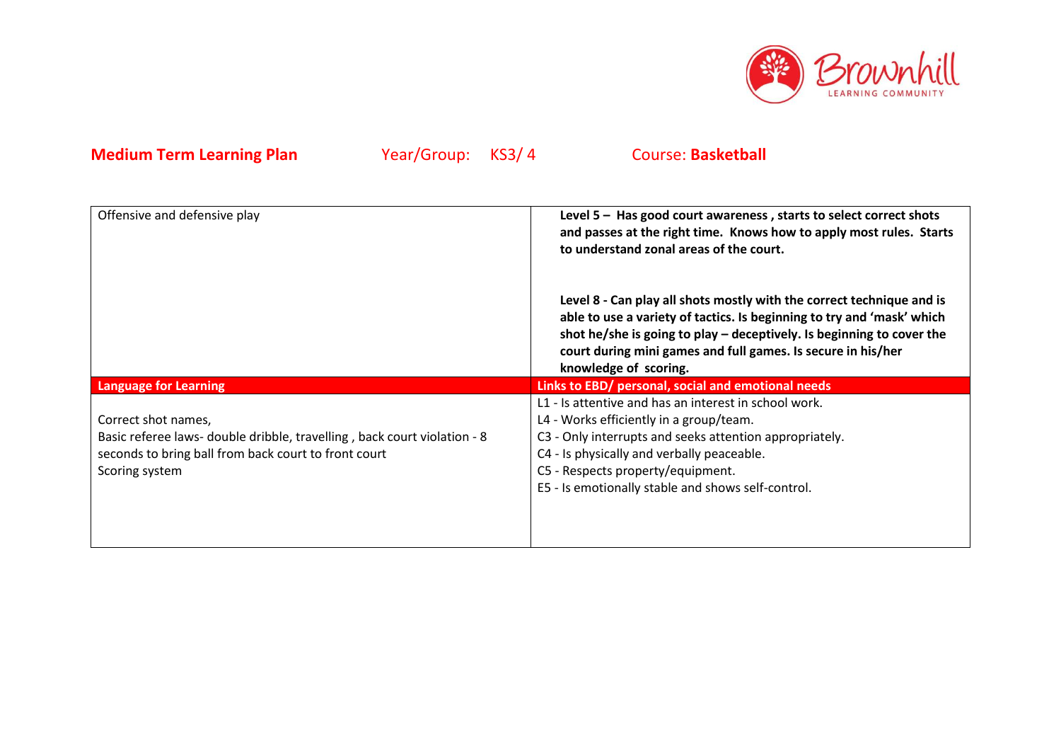**Medium Term Learning Plan** Year/Group: KS3/ 4 Course: **Basketball**

| Offensive and defensive play | **Level 5 – Has good court awareness , starts to select correct shots and passes at the right time. Knows how to apply most rules. Starts to understand zonal areas of the court.**<br><br>**Level 8 - Can play all shots mostly with the correct technique and is able to use a variety of tactics. Is beginning to try and 'mask' which shot he/she is going to play – deceptively. Is beginning to cover the court during mini games and full games. Is secure in his/her knowledge of scoring.** |
|---|---|
| **Language for Learning** | **Links to EBD/ personal, social and emotional needs** |
| Correct shot names,<br>Basic referee laws- double dribble, travelling , back court violation - 8 seconds to bring ball from back court to front court<br>Scoring system | L1 - Is attentive and has an interest in school work.<br>L4 - Works efficiently in a group/team.<br>C3 - Only interrupts and seeks attention appropriately.<br>C4 - Is physically and verbally peaceable.<br>C5 - Respects property/equipment.<br>E5 - Is emotionally stable and shows self-control. |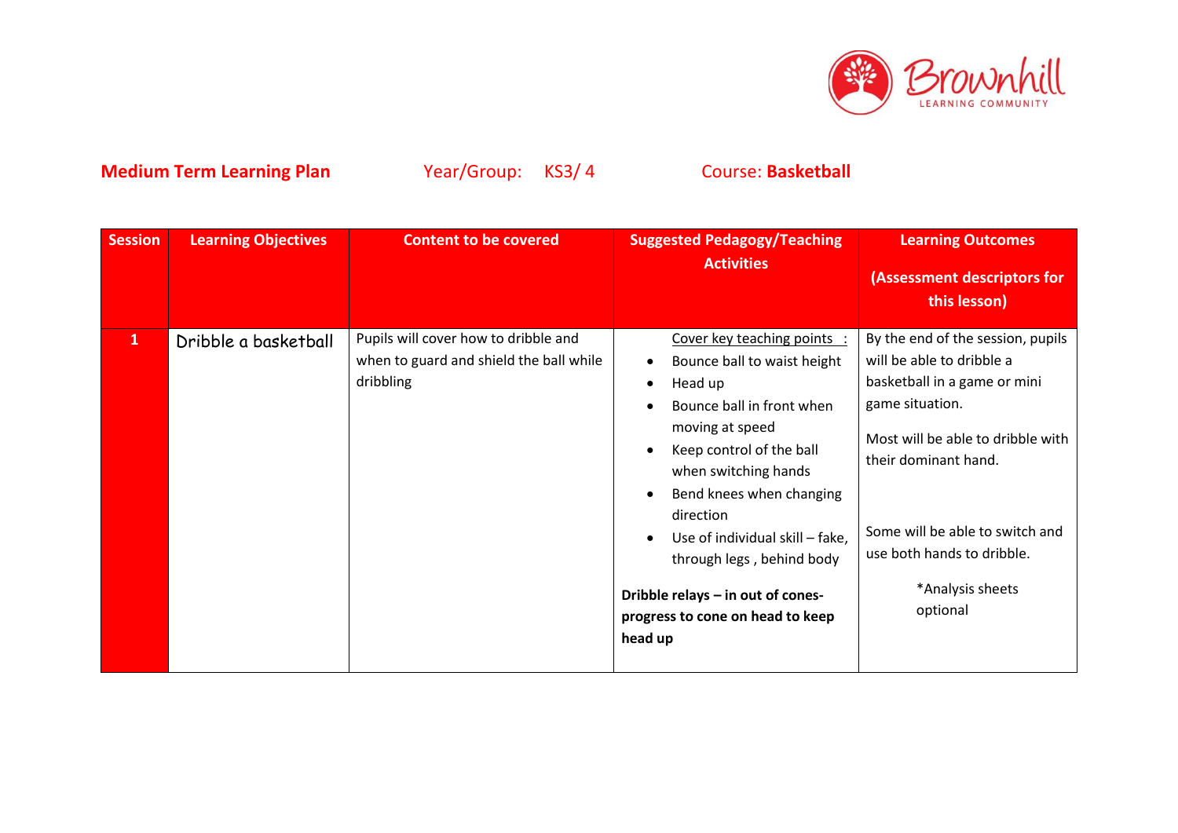**Medium Term Learning Plan** Year/Group: KS3/ 4 Course: **Basketball**

| Session | Learning Objectives | Content to be covered | Suggested Pedagogy/Teaching Activities | Learning Outcomes (Assessment descriptors for this lesson) |
|---|---|---|---|---|
| **1** | Dribble a basketball | Pupils will cover how to dribble and when to guard and shield the ball while dribbling | Cover key teaching points : <br>• Bounce ball to waist height <br>• Head up <br>• Bounce ball in front when moving at speed <br>• Keep control of the ball when switching hands <br>• Bend knees when changing direction <br>• Use of individual skill – fake, through legs , behind body <br><br>**Dribble relays – in out of cones- progress to cone on head to keep head up** | By the end of the session, pupils will be able to dribble a basketball in a game or mini game situation. <br><br>Most will be able to dribble with their dominant hand. <br><br>Some will be able to switch and use both hands to dribble. <br><br>*Analysis sheets optional |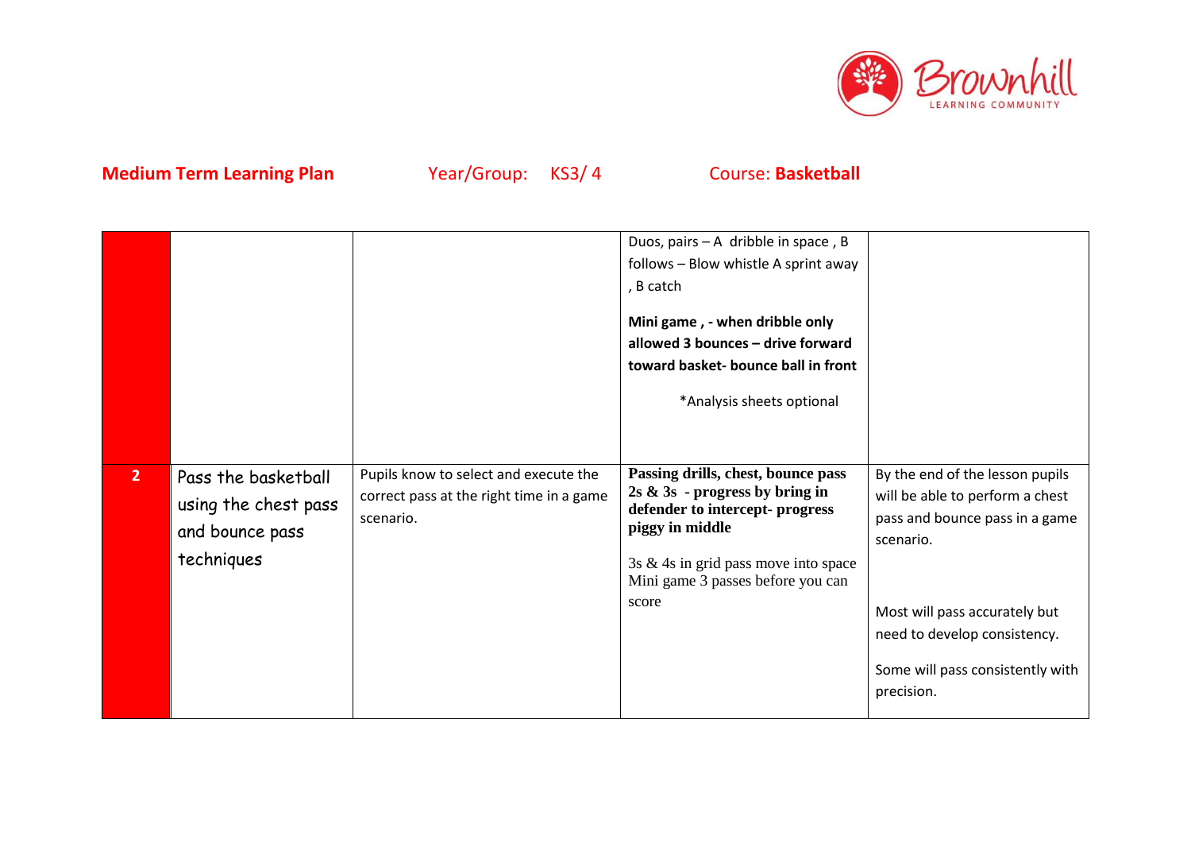**Medium Term Learning Plan** Year/Group: KS3/ 4 Course: **Basketball**

| | | | | |
|---|---|---|---|---|
| | | | Duos, pairs – A dribble in space , B follows – Blow whistle A sprint away , B catch<br><br>**Mini game , - when dribble only allowed 3 bounces – drive forward toward basket- bounce ball in front**<br><br>*Analysis sheets optional | |
| **2** | Pass the basketball using the chest pass and bounce pass techniques | Pupils know to select and execute the correct pass at the right time in a game scenario. | **Passing drills, chest, bounce pass 2s & 3s - progress by bring in defender to intercept- progress piggy in middle**<br><br>3s & 4s in grid pass move into space Mini game 3 passes before you can score | By the end of the lesson pupils will be able to perform a chest pass and bounce pass in a game scenario.<br><br>Most will pass accurately but need to develop consistency.<br><br>Some will pass consistently with precision. |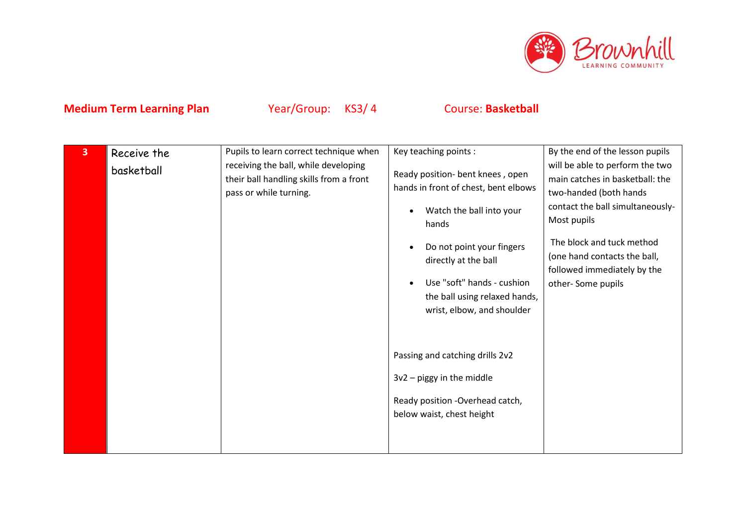**Medium Term Learning Plan** Year/Group: KS3/ 4 Course: **Basketball**

| 3 | Receive the basketball | Pupils to learn correct technique when receiving the ball, while developing their ball handling skills from a front pass or while turning. | Key teaching points :<br><br>Ready position- bent knees , open hands in front of chest, bent elbows<br><br>• Watch the ball into your hands<br>• Do not point your fingers directly at the ball<br>• Use "soft" hands - cushion the ball using relaxed hands, wrist, elbow, and shoulder<br><br>Passing and catching drills 2v2<br><br>3v2 – piggy in the middle<br><br>Ready position -Overhead catch, below waist, chest height | By the end of the lesson pupils will be able to perform the two main catches in basketball: the two-handed (both hands contact the ball simultaneously- Most pupils<br><br>The block and tuck method (one hand contacts the ball, followed immediately by the other- Some pupils |
|---|---|---|---|---|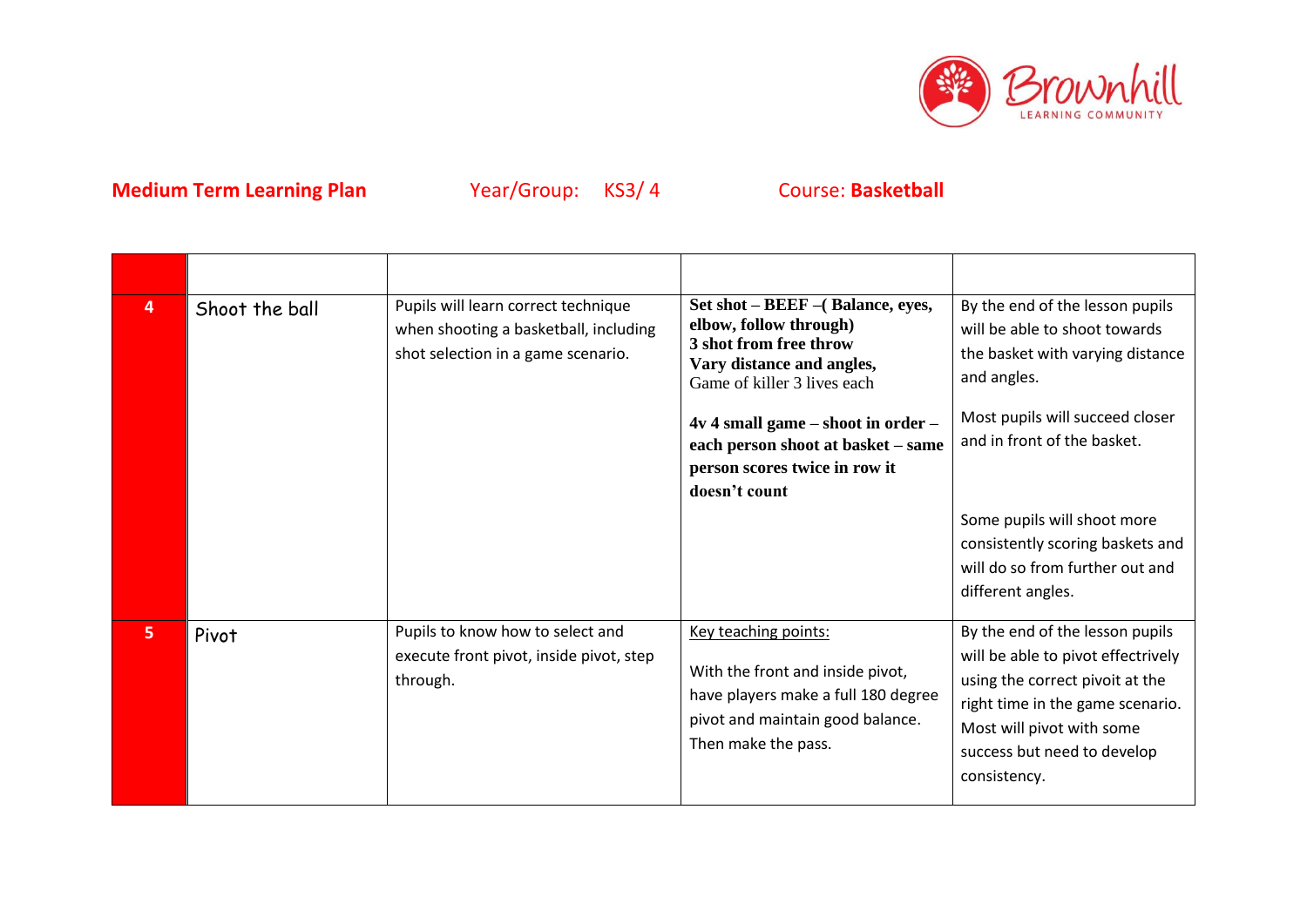**Medium Term Learning Plan** Year/Group: KS3/ 4 Course: **Basketball**

| | | | | |
|---|---|---|---|---|
| **4** | Shoot the ball | Pupils will learn correct technique when shooting a basketball, including shot selection in a game scenario. | **Set shot – BEEF –( Balance, eyes, elbow, follow through)**<br>**3 shot from free throw**<br>**Vary distance and angles,**<br>Game of killer 3 lives each<br><br>**4v 4 small game – shoot in order – each person shoot at basket – same person scores twice in row it doesn't count** | By the end of the lesson pupils will be able to shoot towards the basket with varying distance and angles.<br><br>Most pupils will succeed closer and in front of the basket.<br><br>Some pupils will shoot more consistently scoring baskets and will do so from further out and different angles. |
| **5** | Pivot | Pupils to know how to select and execute front pivot, inside pivot, step through. | Key teaching points:<br><br>With the front and inside pivot, have players make a full 180 degree pivot and maintain good balance. Then make the pass. | By the end of the lesson pupils will be able to pivot effectrively using the correct pivot at the right time in the game scenario. Most will pivot with some success but need to develop consistency. |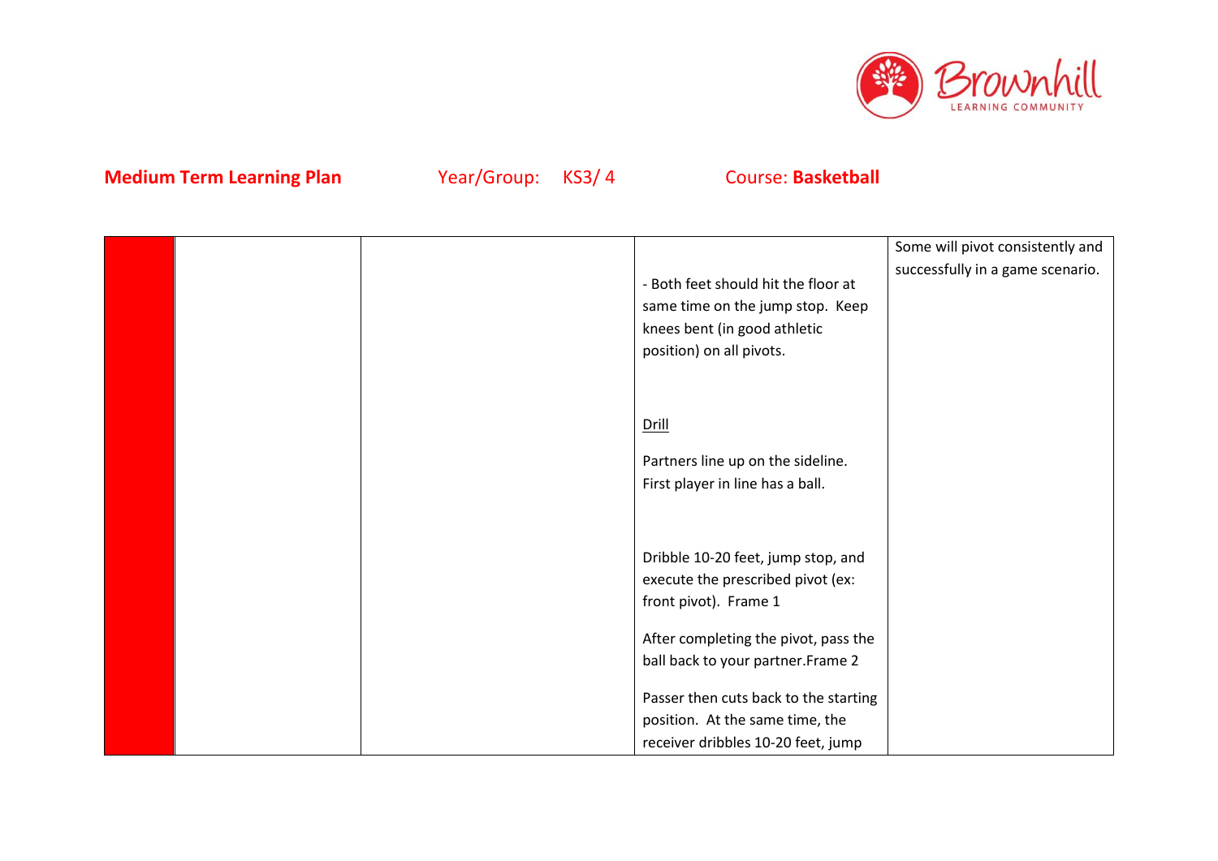**Medium Term Learning Plan** Year/Group: KS3/ 4 Course: **Basketball**

| | | | | |
|---|---|---|---|---|
| | | | - Both feet should hit the floor at same time on the jump stop. Keep knees bent (in good athletic position) on all pivots.<br><br>Drill<br><br>Partners line up on the sideline. First player in line has a ball.<br><br>Dribble 10-20 feet, jump stop, and execute the prescribed pivot (ex: front pivot). Frame 1<br><br>After completing the pivot, pass the ball back to your partner.Frame 2<br><br>Passer then cuts back to the starting position. At the same time, the receiver dribbles 10-20 feet, jump | Some will pivot consistently and successfully in a game scenario. |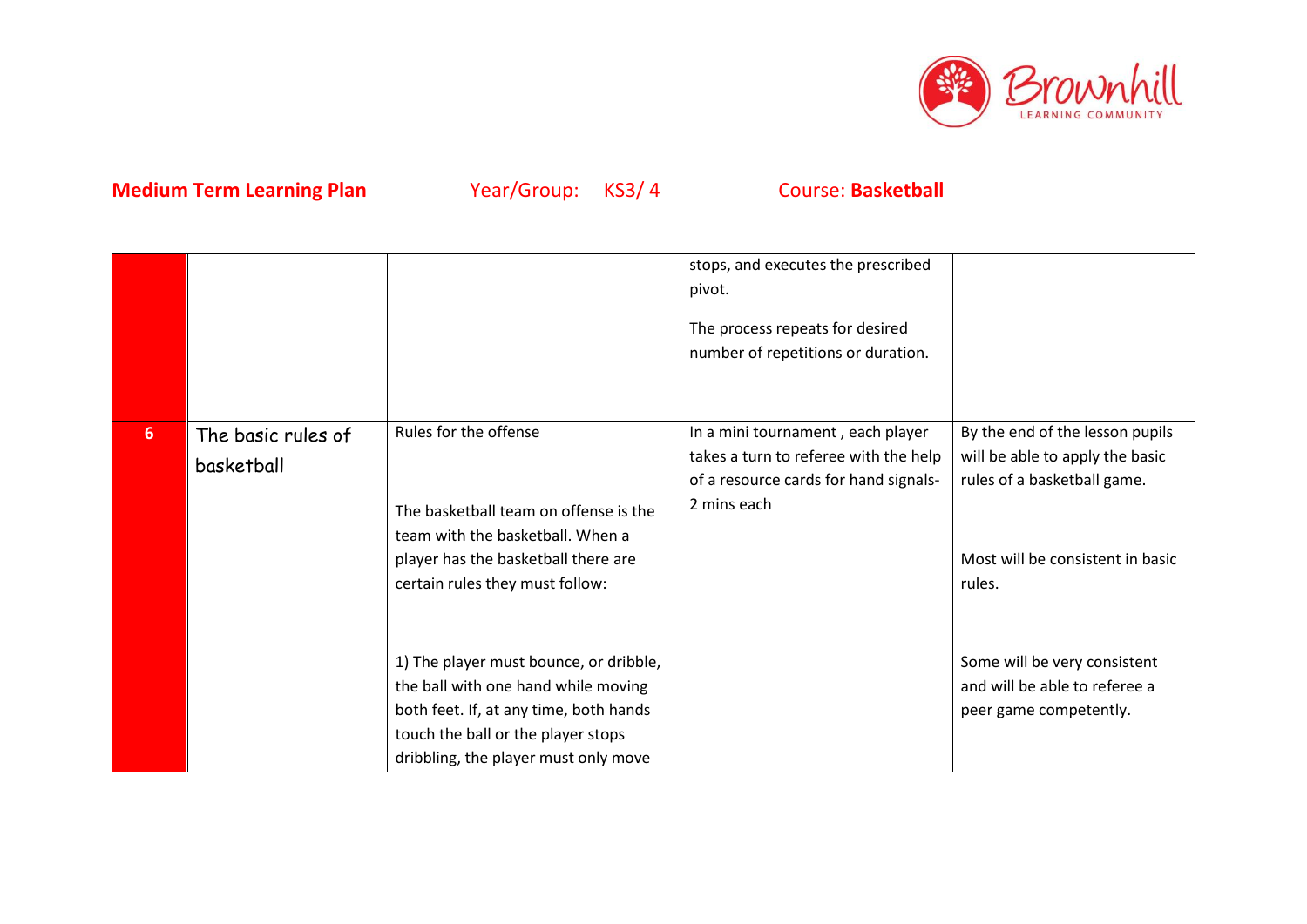**Medium Term Learning Plan** Year/Group: KS3/ 4 Course: **Basketball**

| | | | | |
|---|---|---|---|---|
| | | | stops, and executes the prescribed pivot.<br><br>The process repeats for desired number of repetitions or duration. | |
| 6 | The basic rules of basketball | Rules for the offense<br><br>The basketball team on offense is the team with the basketball. When a player has the basketball there are certain rules they must follow:<br><br>1) The player must bounce, or dribble, the ball with one hand while moving both feet. If, at any time, both hands touch the ball or the player stops dribbling, the player must only move | In a mini tournament , each player takes a turn to referee with the help of a resource cards for hand signals- 2 mins each | By the end of the lesson pupils will be able to apply the basic rules of a basketball game.<br><br>Most will be consistent in basic rules.<br><br>Some will be very consistent and will be able to referee a peer game competently. |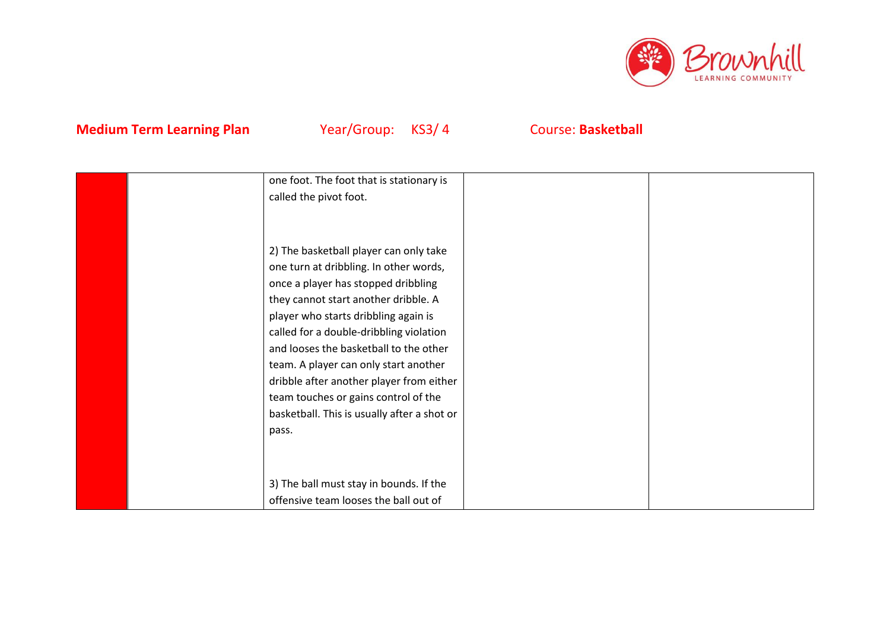**Medium Term Learning Plan** Year/Group: KS3/ 4 Course: **Basketball**

| | | | | |
|---|---|---|---|---|
| | | one foot. The foot that is stationary is called the pivot foot.<br><br>2) The basketball player can only take one turn at dribbling. In other words, once a player has stopped dribbling they cannot start another dribble. A player who starts dribbling again is called for a double-dribbling violation and looses the basketball to the other team. A player can only start another dribble after another player from either team touches or gains control of the basketball. This is usually after a shot or pass.<br><br>3) The ball must stay in bounds. If the offensive team looses the ball out of | | |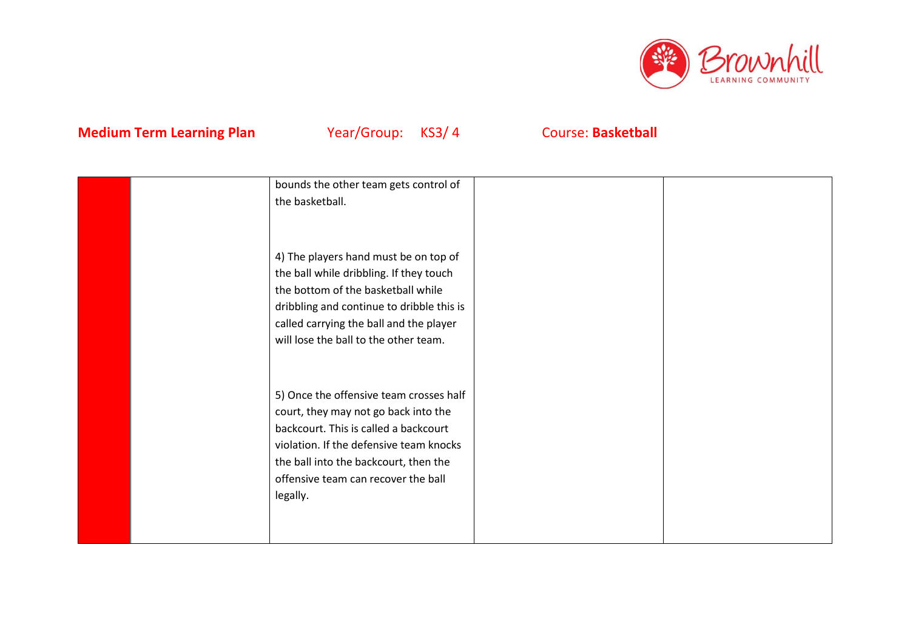**Medium Term Learning Plan** Year/Group: KS3/ 4 Course: **Basketball**

| | | | | |
|---|---|---|---|---|
| | | bounds the other team gets control of the basketball.<br><br>4) The players hand must be on top of the ball while dribbling. If they touch the bottom of the basketball while dribbling and continue to dribble this is called carrying the ball and the player will lose the ball to the other team.<br><br>5) Once the offensive team crosses half court, they may not go back into the backcourt. This is called a backcourt violation. If the defensive team knocks the ball into the backcourt, then the offensive team can recover the ball legally. | | |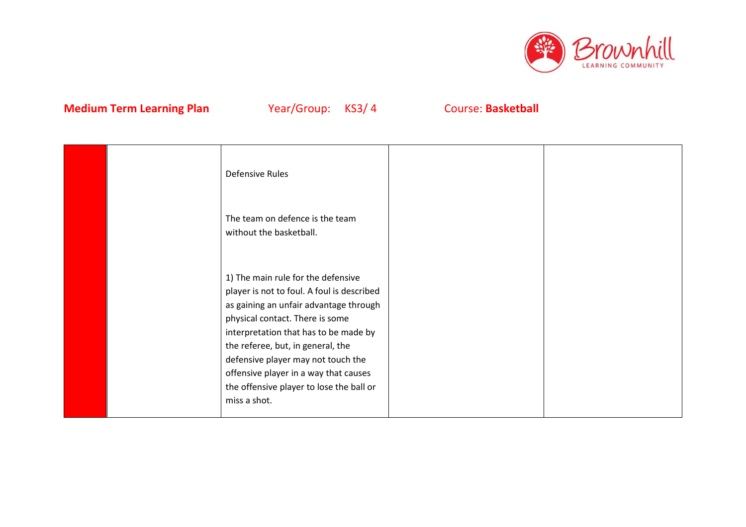**Medium Term Learning Plan** Year/Group: KS3/ 4 Course: **Basketball**

| | | | | |
|---|---|---|---|---|
| | | Defensive Rules<br><br>The team on defence is the team without the basketball.<br><br>1) The main rule for the defensive player is not to foul. A foul is described as gaining an unfair advantage through physical contact. There is some interpretation that has to be made by the referee, but, in general, the defensive player may not touch the offensive player in a way that causes the offensive player to lose the ball or miss a shot. | | |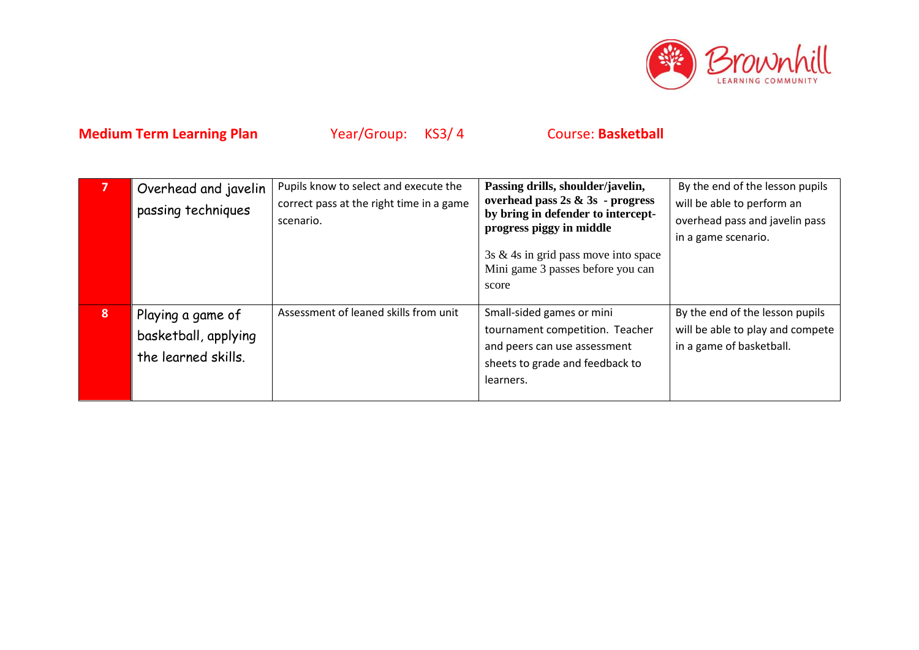**Medium Term Learning Plan** Year/Group: KS3/ 4 Course: **Basketball**

| | | | | |
|---|---|---|---|---|
| 7 | Overhead and javelin passing techniques | Pupils know to select and execute the correct pass at the right time in a game scenario. | **Passing drills, shoulder/javelin, overhead pass 2s & 3s - progress by bring in defender to intercept- progress piggy in middle**<br><br>3s & 4s in grid pass move into space Mini game 3 passes before you can score | By the end of the lesson pupils will be able to perform an overhead pass and javelin pass in a game scenario. |
| 8 | Playing a game of basketball, applying the learned skills. | Assessment of leaned skills from unit | Small-sided games or mini tournament competition. Teacher and peers can use assessment sheets to grade and feedback to learners. | By the end of the lesson pupils will be able to play and compete in a game of basketball. |